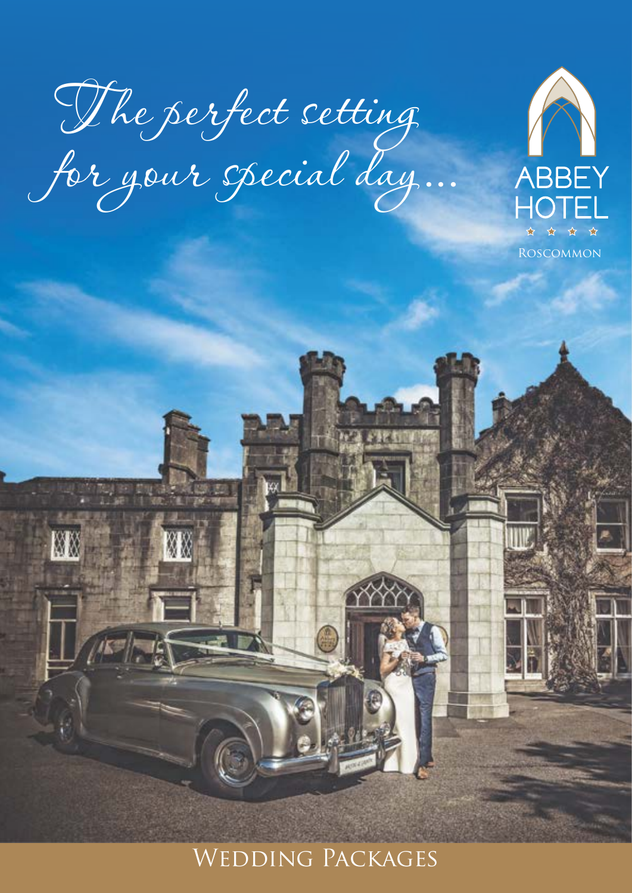*The perfect setting for your special day...*

ABBEY HOTEL

★ ★ ★ ★

ROSCOMMON

# Wedding Packages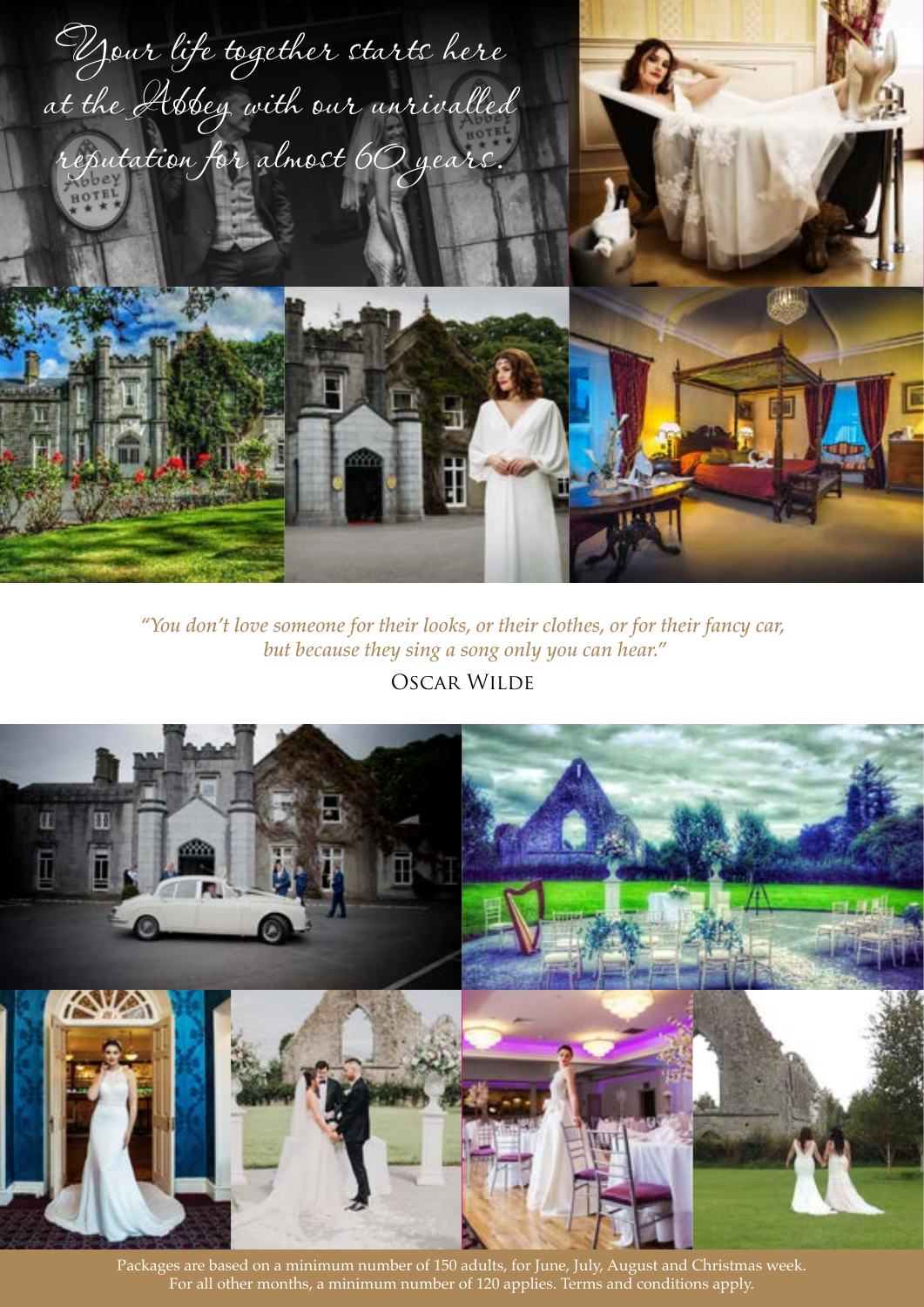*Your life together starts here at the Abbey with our unrivalled reputation for almost 60 years.*

*"You don't love someone for their looks, or their clothes, or for their fancy car, but because they sing a song only you can hear."*

Oscar Wilde

Packages are based on a minimum number of 150 adults, for June, July, August and Christmas week. For all other months, a minimum number of 120 applies. Terms and conditions apply.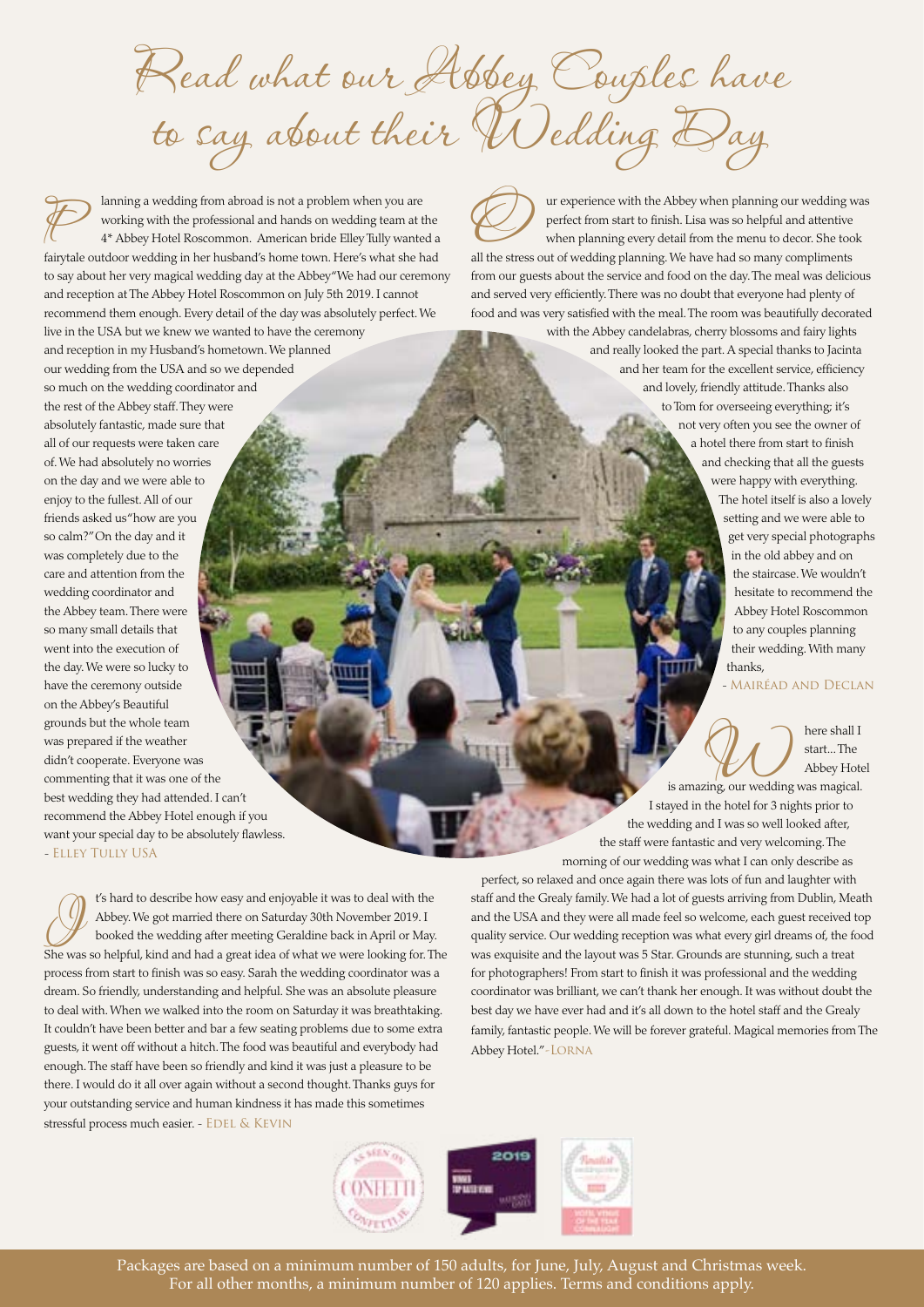# Read what our Abbey Couples have to say about their Wedding Day

Planning a wedding from abroad is not a problem when you are working with the professional and hands on wedding team at the 4* Abbey Hotel Roscommon. American bride Elley Tully wanted a fairytale outdoor wedding in her husband's home town. Here's what she had to say about her very magical wedding day at the Abbey"We had our ceremony and reception at The Abbey Hotel Roscommon on July 5th 2019. I cannot recommend them enough. Every detail of the day was absolutely perfect. We live in the USA but we knew we wanted to have the ceremony and reception in my Husband's hometown. We planned our wedding from the USA and so we depended so much on the wedding coordinator and the rest of the Abbey staff. They were absolutely fantastic, made sure that all of our requests were taken care of. We had absolutely no worries on the day and we were able to enjoy to the fullest. All of our friends asked us"how are you so calm?"On the day and it was completely due to the care and attention from the wedding coordinator and the Abbey team. There were so many small details that went into the execution of the day. We were so lucky to have the ceremony outside on the Abbey's Beautiful grounds but the whole team was prepared if the weather didn't cooperate. Everyone was commenting that it was one of the best wedding they had attended. I can't recommend the Abbey Hotel enough if you want your special day to be absolutely flawless.
- Elley Tully USA

It's hard to describe how easy and enjoyable it was to deal with the Abbey. We got married there on Saturday 30th November 2019. I booked the wedding after meeting Geraldine back in April or May. She was so helpful, kind and had a great idea of what we were looking for. The process from start to finish was so easy. Sarah the wedding coordinator was a dream. So friendly, understanding and helpful. She was an absolute pleasure to deal with. When we walked into the room on Saturday it was breathtaking. It couldn't have been better and bar a few seating problems due to some extra guests, it went off without a hitch. The food was beautiful and everybody had enough. The staff have been so friendly and kind it was just a pleasure to be there. I would do it all over again without a second thought. Thanks guys for your outstanding service and human kindness it has made this sometimes stressful process much easier. - Edel & Kevin

Our experience with the Abbey when planning our wedding was perfect from start to finish. Lisa was so helpful and attentive when planning every detail from the menu to decor. She took all the stress out of wedding planning. We have had so many compliments from our guests about the service and food on the day. The meal was delicious and served very efficiently. There was no doubt that everyone had plenty of food and was very satisfied with the meal. The room was beautifully decorated with the Abbey candelabras, cherry blossoms and fairy lights and really looked the part. A special thanks to Jacinta and her team for the excellent service, efficiency and lovely, friendly attitude. Thanks also to Tom for overseeing everything; it's not very often you see the owner of a hotel there from start to finish and checking that all the guests were happy with everything. The hotel itself is also a lovely setting and we were able to get very special photographs in the old abbey and on the staircase. We wouldn't hesitate to recommend the Abbey Hotel Roscommon to any couples planning their wedding. With many thanks,
- Mairéad and Declan

Where shall I start... The Abbey Hotel is amazing, our wedding was magical. I stayed in the hotel for 3 nights prior to the wedding and I was so well looked after, the staff were fantastic and very welcoming. The morning of our wedding was what I can only describe as perfect, so relaxed and once again there was lots of fun and laughter with staff and the Grealy family. We had a lot of guests arriving from Dublin, Meath and the USA and they were all made feel so welcome, each guest received top quality service. Our wedding reception was what every girl dreams of, the food was exquisite and the layout was 5 Star. Grounds are stunning, such a treat for photographers! From start to finish it was professional and the wedding coordinator was brilliant, we can't thank her enough. It was without doubt the best day we have ever had and it's all down to the hotel staff and the Grealy family, fantastic people. We will be forever grateful. Magical memories from The Abbey Hotel."-Lorna

Packages are based on a minimum number of 150 adults, for June, July, August and Christmas week. For all other months, a minimum number of 120 applies. Terms and conditions apply.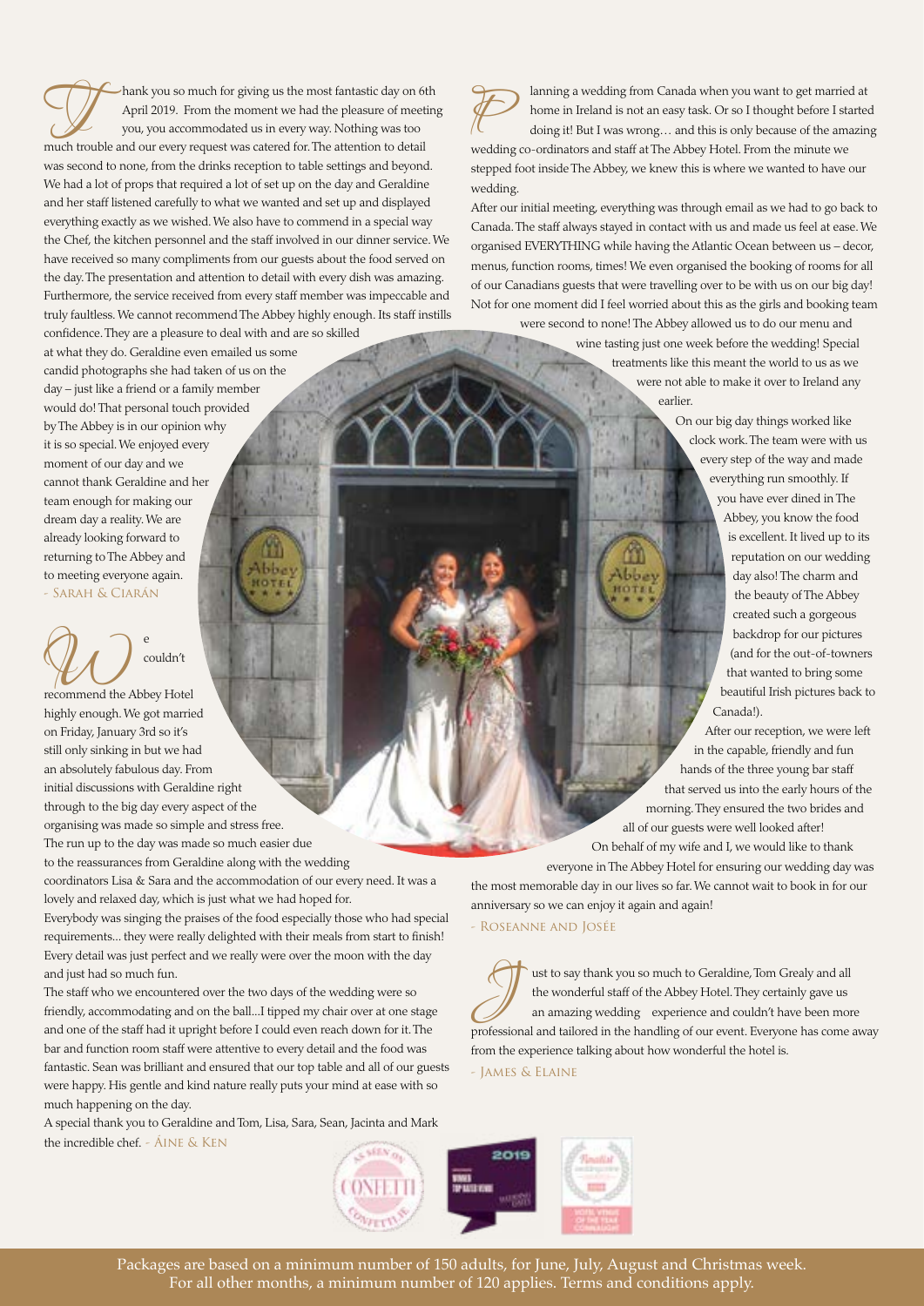Thank you so much for giving us the most fantastic day on 6th April 2019. From the moment we had the pleasure of meeting you, you accommodated us in every way. Nothing was too much trouble and our every request was catered for. The attention to detail was second to none, from the drinks reception to table settings and beyond. We had a lot of props that required a lot of set up on the day and Geraldine and her staff listened carefully to what we wanted and set up and displayed everything exactly as we wished. We also have to commend in a special way the Chef, the kitchen personnel and the staff involved in our dinner service. We have received so many compliments from our guests about the food served on the day. The presentation and attention to detail with every dish was amazing. Furthermore, the service received from every staff member was impeccable and truly faultless. We cannot recommend The Abbey highly enough. Its staff instills confidence. They are a pleasure to deal with and are so skilled at what they do. Geraldine even emailed us some candid photographs she had taken of us on the day – just like a friend or a family member would do! That personal touch provided by The Abbey is in our opinion why it is so special. We enjoyed every moment of our day and we cannot thank Geraldine and her team enough for making our dream day a reality. We are already looking forward to returning to The Abbey and to meeting everyone again.
- Sarah & Ciarán

We couldn't recommend the Abbey Hotel highly enough. We got married on Friday, January 3rd so it's still only sinking in but we had an absolutely fabulous day. From initial discussions with Geraldine right through to the big day every aspect of the organising was made so simple and stress free. The run up to the day was made so much easier due to the reassurances from Geraldine along with the wedding coordinators Lisa & Sara and the accommodation of our every need. It was a lovely and relaxed day, which is just what we had hoped for.
Everybody was singing the praises of the food especially those who had special requirements... they were really delighted with their meals from start to finish! Every detail was just perfect and we really were over the moon with the day and just had so much fun.
The staff who we encountered over the two days of the wedding were so friendly, accommodating and on the ball...I tipped my chair over at one stage and one of the staff had it upright before I could even reach down for it. The bar and function room staff were attentive to every detail and the food was fantastic. Sean was brilliant and ensured that our top table and all of our guests were happy. His gentle and kind nature really puts your mind at ease with so much happening on the day.
A special thank you to Geraldine and Tom, Lisa, Sara, Sean, Jacinta and Mark the incredible chef. - Áine & Ken

Planning a wedding from Canada when you want to get married at home in Ireland is not an easy task. Or so I thought before I started doing it! But I was wrong… and this is only because of the amazing wedding co-ordinators and staff at The Abbey Hotel. From the minute we stepped foot inside The Abbey, we knew this is where we wanted to have our wedding.
After our initial meeting, everything was through email as we had to go back to Canada. The staff always stayed in contact with us and made us feel at ease. We organised EVERYTHING while having the Atlantic Ocean between us – decor, menus, function rooms, times! We even organised the booking of rooms for all of our Canadians guests that were travelling over to be with us on our big day! Not for one moment did I feel worried about this as the girls and booking team were second to none! The Abbey allowed us to do our menu and wine tasting just one week before the wedding! Special treatments like this meant the world to us as we were not able to make it over to Ireland any earlier.
On our big day things worked like clock work. The team were with us every step of the way and made everything run smoothly. If you have ever dined in The Abbey, you know the food is excellent. It lived up to its reputation on our wedding day also! The charm and the beauty of The Abbey created such a gorgeous backdrop for our pictures (and for the out-of-towners that wanted to bring some beautiful Irish pictures back to Canada!).
After our reception, we were left in the capable, friendly and fun hands of the three young bar staff that served us into the early hours of the morning. They ensured the two brides and all of our guests were well looked after!
On behalf of my wife and I, we would like to thank everyone in The Abbey Hotel for ensuring our wedding day was the most memorable day in our lives so far. We cannot wait to book in for our anniversary so we can enjoy it again and again!
- Roseanne and Josée

Just to say thank you so much to Geraldine, Tom Grealy and all the wonderful staff of the Abbey Hotel. They certainly gave us an amazing wedding experience and couldn't have been more professional and tailored in the handling of our event. Everyone has come away from the experience talking about how wonderful the hotel is.
- James & Elaine

Packages are based on a minimum number of 150 adults, for June, July, August and Christmas week. For all other months, a minimum number of 120 applies. Terms and conditions apply.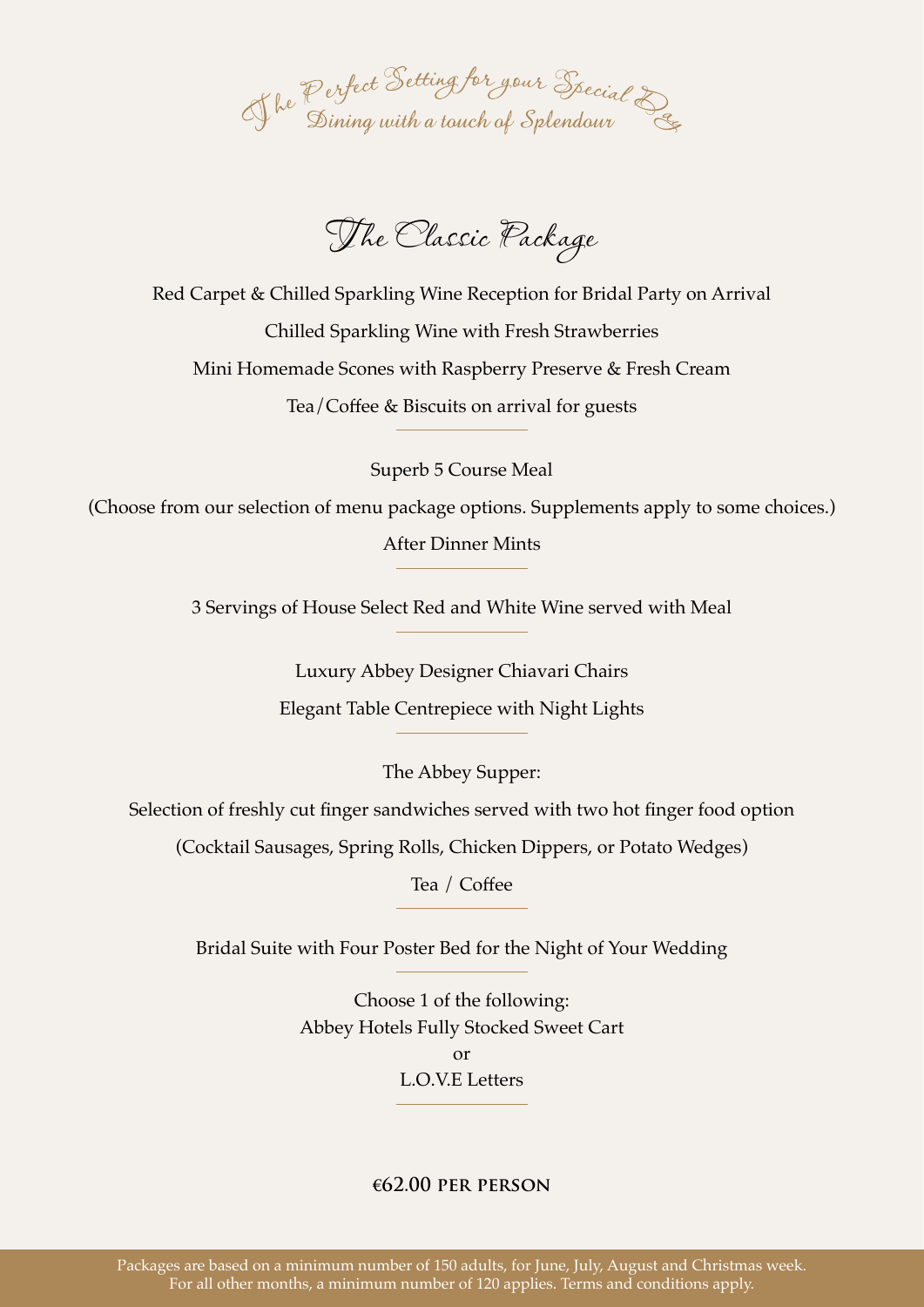*The Perfect Setting for your Special Day*
*Dining with a touch of Splendour*

# The Classic Package

Red Carpet & Chilled Sparkling Wine Reception for Bridal Party on Arrival

Chilled Sparkling Wine with Fresh Strawberries

Mini Homemade Scones with Raspberry Preserve & Fresh Cream

Tea/Coffee & Biscuits on arrival for guests

---

Superb 5 Course Meal

(Choose from our selection of menu package options. Supplements apply to some choices.)

After Dinner Mints

---

3 Servings of House Select Red and White Wine served with Meal

---

Luxury Abbey Designer Chiavari Chairs

Elegant Table Centrepiece with Night Lights

---

The Abbey Supper:

Selection of freshly cut finger sandwiches served with two hot finger food option

(Cocktail Sausages, Spring Rolls, Chicken Dippers, or Potato Wedges)

Tea / Coffee

---

Bridal Suite with Four Poster Bed for the Night of Your Wedding

---

Choose 1 of the following:
Abbey Hotels Fully Stocked Sweet Cart
or
L.O.V.E Letters

---

**€62.00 PER PERSON**

Packages are based on a minimum number of 150 adults, for June, July, August and Christmas week.
For all other months, a minimum number of 120 applies. Terms and conditions apply.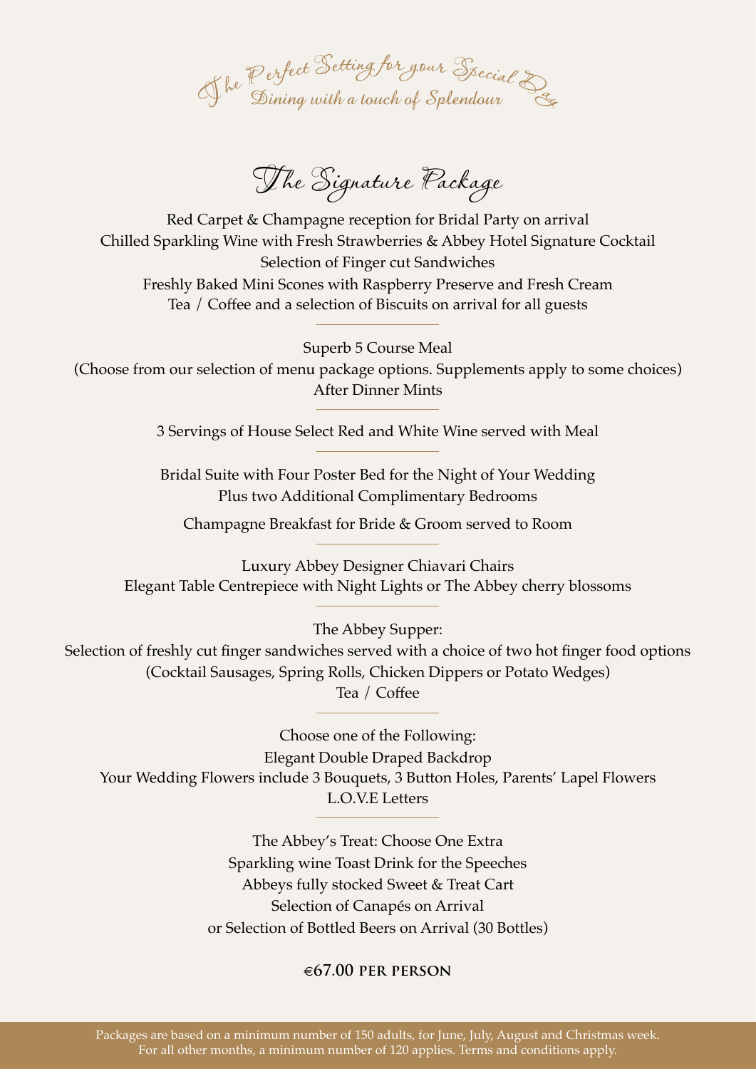*The Perfect Setting for your Special Day*
*Dining with a touch of Splendour*

# The Signature Package

Red Carpet & Champagne reception for Bridal Party on arrival
Chilled Sparkling Wine with Fresh Strawberries & Abbey Hotel Signature Cocktail
Selection of Finger cut Sandwiches
Freshly Baked Mini Scones with Raspberry Preserve and Fresh Cream
Tea / Coffee and a selection of Biscuits on arrival for all guests

---

Superb 5 Course Meal
(Choose from our selection of menu package options. Supplements apply to some choices)
After Dinner Mints

---

3 Servings of House Select Red and White Wine served with Meal

---

Bridal Suite with Four Poster Bed for the Night of Your Wedding
Plus two Additional Complimentary Bedrooms

Champagne Breakfast for Bride & Groom served to Room

---

Luxury Abbey Designer Chiavari Chairs
Elegant Table Centrepiece with Night Lights or The Abbey cherry blossoms

---

The Abbey Supper:
Selection of freshly cut finger sandwiches served with a choice of two hot finger food options
(Cocktail Sausages, Spring Rolls, Chicken Dippers or Potato Wedges)
Tea / Coffee

---

Choose one of the Following:
Elegant Double Draped Backdrop
Your Wedding Flowers include 3 Bouquets, 3 Button Holes, Parents' Lapel Flowers
L.O.V.E Letters

---

The Abbey's Treat: Choose One Extra
Sparkling wine Toast Drink for the Speeches
Abbeys fully stocked Sweet & Treat Cart
Selection of Canapés on Arrival
or Selection of Bottled Beers on Arrival (30 Bottles)

**€67.00 PER PERSON**

Packages are based on a minimum number of 150 adults, for June, July, August and Christmas week.
For all other months, a minimum number of 120 applies. Terms and conditions apply.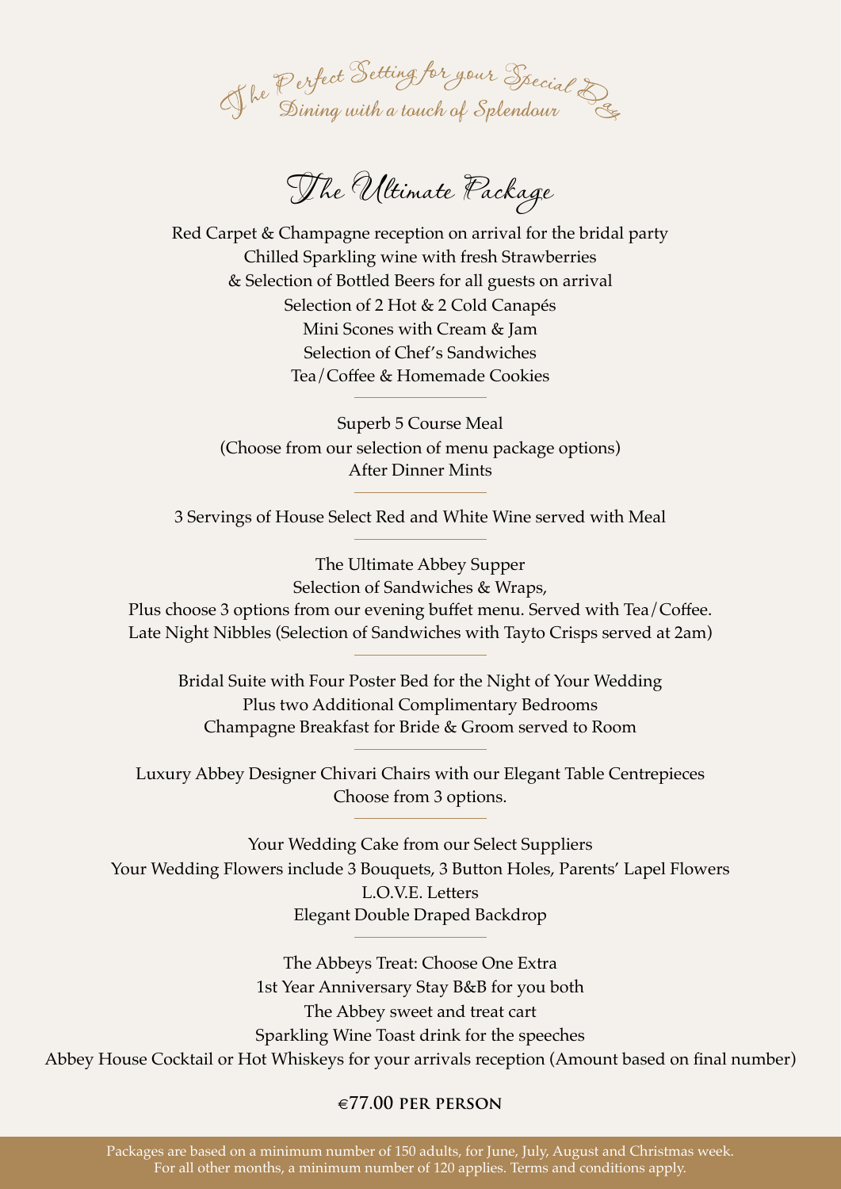*The Perfect Setting for your Special Day*
*Dining with a touch of Splendour*

# The Ultimate Package

Red Carpet & Champagne reception on arrival for the bridal party
Chilled Sparkling wine with fresh Strawberries
& Selection of Bottled Beers for all guests on arrival
Selection of 2 Hot & 2 Cold Canapés
Mini Scones with Cream & Jam
Selection of Chef's Sandwiches
Tea/Coffee & Homemade Cookies

---

Superb 5 Course Meal
(Choose from our selection of menu package options)
After Dinner Mints

---

3 Servings of House Select Red and White Wine served with Meal

---

The Ultimate Abbey Supper
Selection of Sandwiches & Wraps,
Plus choose 3 options from our evening buffet menu. Served with Tea/Coffee.
Late Night Nibbles (Selection of Sandwiches with Tayto Crisps served at 2am)

---

Bridal Suite with Four Poster Bed for the Night of Your Wedding
Plus two Additional Complimentary Bedrooms
Champagne Breakfast for Bride & Groom served to Room

---

Luxury Abbey Designer Chivari Chairs with our Elegant Table Centrepieces
Choose from 3 options.

---

Your Wedding Cake from our Select Suppliers
Your Wedding Flowers include 3 Bouquets, 3 Button Holes, Parents' Lapel Flowers
L.O.V.E. Letters
Elegant Double Draped Backdrop

---

The Abbeys Treat: Choose One Extra
1st Year Anniversary Stay B&B for you both
The Abbey sweet and treat cart
Sparkling Wine Toast drink for the speeches
Abbey House Cocktail or Hot Whiskeys for your arrivals reception (Amount based on final number)

**€77.00 PER PERSON**

Packages are based on a minimum number of 150 adults, for June, July, August and Christmas week.
For all other months, a minimum number of 120 applies. Terms and conditions apply.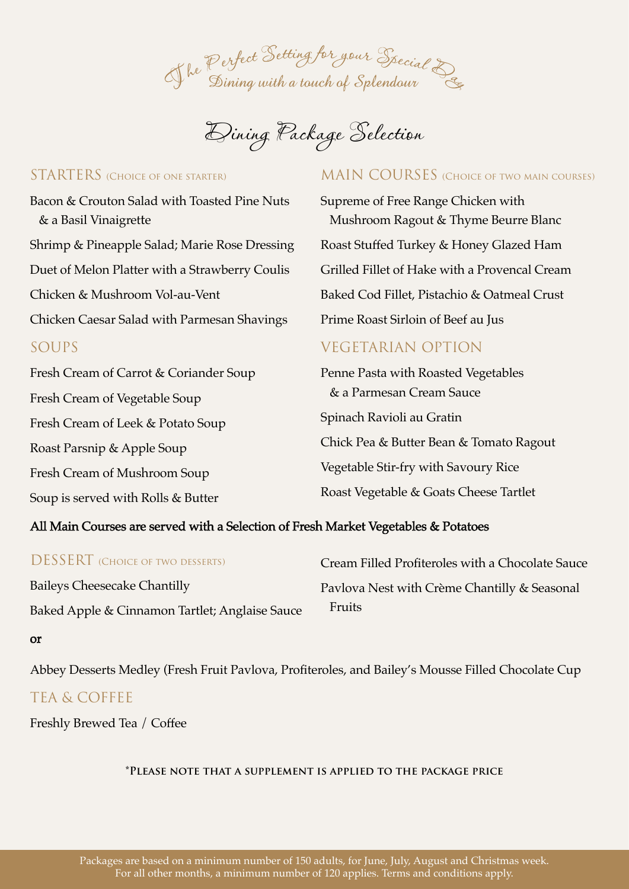*The Perfect Setting for your Special Day*
*Dining with a touch of Splendour*

# Dining Package Selection

## STARTERS (Choice of one starter)

Bacon & Crouton Salad with Toasted Pine Nuts & a Basil Vinaigrette

Shrimp & Pineapple Salad; Marie Rose Dressing

Duet of Melon Platter with a Strawberry Coulis

Chicken & Mushroom Vol-au-Vent

Chicken Caesar Salad with Parmesan Shavings

## SOUPS

Fresh Cream of Carrot & Coriander Soup

Fresh Cream of Vegetable Soup

Fresh Cream of Leek & Potato Soup

Roast Parsnip & Apple Soup

Fresh Cream of Mushroom Soup

Soup is served with Rolls & Butter

## MAIN COURSES (Choice of two main courses)

Supreme of Free Range Chicken with Mushroom Ragout & Thyme Beurre Blanc

Roast Stuffed Turkey & Honey Glazed Ham

Grilled Fillet of Hake with a Provencal Cream

Baked Cod Fillet, Pistachio & Oatmeal Crust

Prime Roast Sirloin of Beef au Jus

## VEGETARIAN OPTION

Penne Pasta with Roasted Vegetables & a Parmesan Cream Sauce

Spinach Ravioli au Gratin

Chick Pea & Butter Bean & Tomato Ragout

Vegetable Stir-fry with Savoury Rice

Roast Vegetable & Goats Cheese Tartlet

**All Main Courses are served with a Selection of Fresh Market Vegetables & Potatoes**

## DESSERT (Choice of two desserts)

Baileys Cheesecake Chantilly

Baked Apple & Cinnamon Tartlet; Anglaise Sauce

Cream Filled Profiteroles with a Chocolate Sauce

Pavlova Nest with Crème Chantilly & Seasonal Fruits

**or**

Abbey Desserts Medley (Fresh Fruit Pavlova, Profiteroles, and Bailey's Mousse Filled Chocolate Cup

## TEA & COFFEE

Freshly Brewed Tea / Coffee

**\*Please note that a supplement is applied to the package price**

Packages are based on a minimum number of 150 adults, for June, July, August and Christmas week. For all other months, a minimum number of 120 applies. Terms and conditions apply.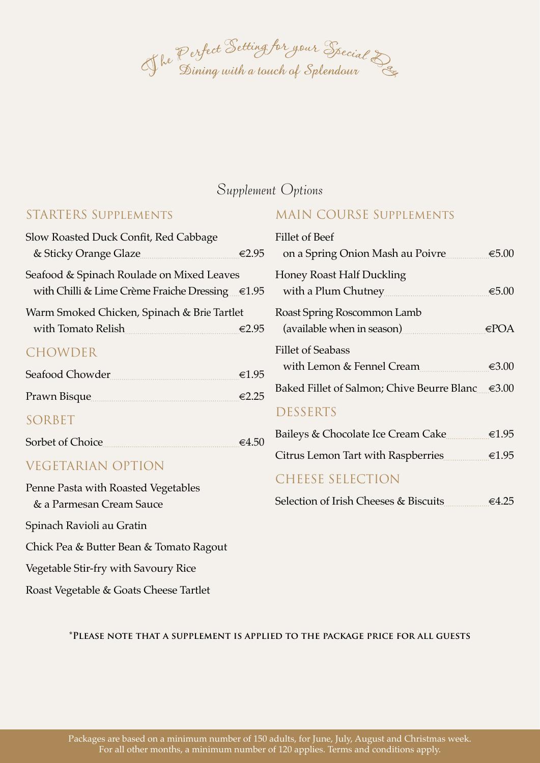*The Perfect Setting for your Special Day*
*Dining with a touch of Splendour*

## Supplement Options

### STARTERS SUPPLEMENTS

Slow Roasted Duck Confit, Red Cabbage
& Sticky Orange Glaze €2.95

Seafood & Spinach Roulade on Mixed Leaves
with Chilli & Lime Crème Fraiche Dressing €1.95

Warm Smoked Chicken, Spinach & Brie Tartlet
with Tomato Relish €2.95

### CHOWDER

Seafood Chowder €1.95

Prawn Bisque €2.25

### SORBET

Sorbet of Choice €4.50

### VEGETARIAN OPTION

Penne Pasta with Roasted Vegetables
& a Parmesan Cream Sauce

Spinach Ravioli au Gratin

Chick Pea & Butter Bean & Tomato Ragout

Vegetable Stir-fry with Savoury Rice

Roast Vegetable & Goats Cheese Tartlet

### MAIN COURSE SUPPLEMENTS

Fillet of Beef
on a Spring Onion Mash au Poivre €5.00

Honey Roast Half Duckling
with a Plum Chutney €5.00

Roast Spring Roscommon Lamb
(available when in season) €POA

Fillet of Seabass
with Lemon & Fennel Cream €3.00

Baked Fillet of Salmon; Chive Beurre Blanc €3.00

### DESSERTS

Baileys & Chocolate Ice Cream Cake €1.95

Citrus Lemon Tart with Raspberries €1.95

### CHEESE SELECTION

Selection of Irish Cheeses & Biscuits €4.25

**\*Please note that a supplement is applied to the package price for all guests**

Packages are based on a minimum number of 150 adults, for June, July, August and Christmas week.
For all other months, a minimum number of 120 applies. Terms and conditions apply.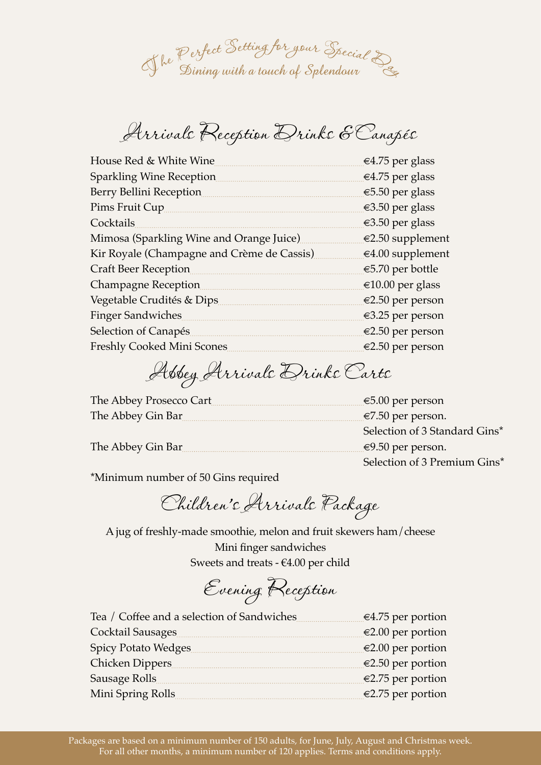The Perfect Setting for your Special Day
Dining with a touch of Splendour

## Arrivals Reception Drinks & Canapés

| Item | Price |
|---|---|
| House Red & White Wine | €4.75 per glass |
| Sparkling Wine Reception | €4.75 per glass |
| Berry Bellini Reception | €5.50 per glass |
| Pims Fruit Cup | €3.50 per glass |
| Cocktails | €3.50 per glass |
| Mimosa (Sparkling Wine and Orange Juice) | €2.50 supplement |
| Kir Royale (Champagne and Crème de Cassis) | €4.00 supplement |
| Craft Beer Reception | €5.70 per bottle |
| Champagne Reception | €10.00 per glass |
| Vegetable Crudités & Dips | €2.50 per person |
| Finger Sandwiches | €3.25 per person |
| Selection of Canapés | €2.50 per person |
| Freshly Cooked Mini Scones | €2.50 per person |

## Abbey Arrivals Drinks Carts

| Item | Price |
|---|---|
| The Abbey Prosecco Cart | €5.00 per person |
| The Abbey Gin Bar | €7.50 per person. Selection of 3 Standard Gins* |
| The Abbey Gin Bar | €9.50 per person. Selection of 3 Premium Gins* |

*Minimum number of 50 Gins required

## Children's Arrivals Package

A jug of freshly-made smoothie, melon and fruit skewers ham/cheese
Mini finger sandwiches
Sweets and treats - €4.00 per child

## Evening Reception

| Item | Price |
|---|---|
| Tea / Coffee and a selection of Sandwiches | €4.75 per portion |
| Cocktail Sausages | €2.00 per portion |
| Spicy Potato Wedges | €2.00 per portion |
| Chicken Dippers | €2.50 per portion |
| Sausage Rolls | €2.75 per portion |
| Mini Spring Rolls | €2.75 per portion |

Packages are based on a minimum number of 150 adults, for June, July, August and Christmas week. For all other months, a minimum number of 120 applies. Terms and conditions apply.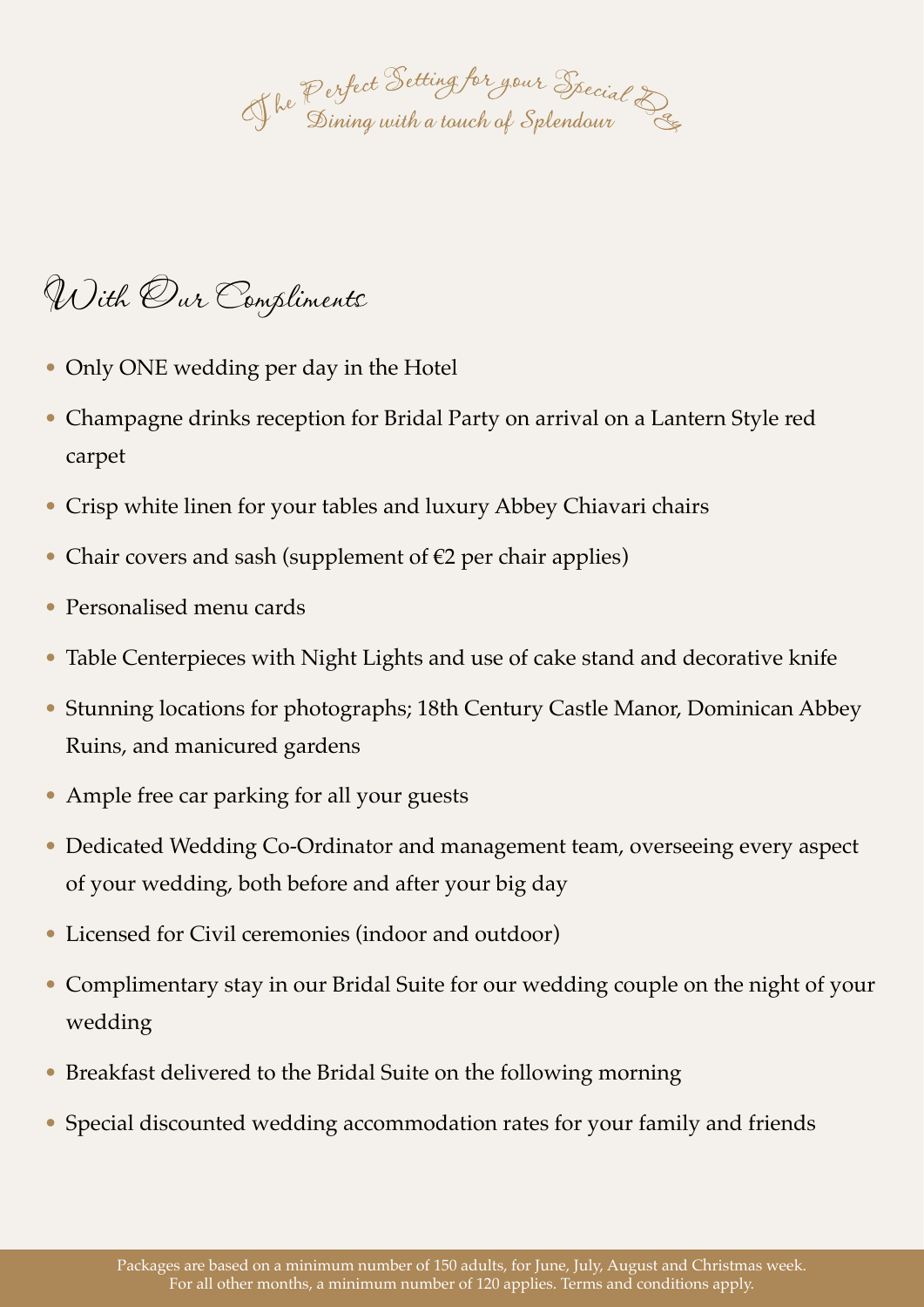*The Perfect Setting for your Special Day*
*Dining with a touch of Splendour*

## With Our Compliments

- Only ONE wedding per day in the Hotel
- Champagne drinks reception for Bridal Party on arrival on a Lantern Style red carpet
- Crisp white linen for your tables and luxury Abbey Chiavari chairs
- Chair covers and sash (supplement of €2 per chair applies)
- Personalised menu cards
- Table Centerpieces with Night Lights and use of cake stand and decorative knife
- Stunning locations for photographs; 18th Century Castle Manor, Dominican Abbey Ruins, and manicured gardens
- Ample free car parking for all your guests
- Dedicated Wedding Co-Ordinator and management team, overseeing every aspect of your wedding, both before and after your big day
- Licensed for Civil ceremonies (indoor and outdoor)
- Complimentary stay in our Bridal Suite for our wedding couple on the night of your wedding
- Breakfast delivered to the Bridal Suite on the following morning
- Special discounted wedding accommodation rates for your family and friends

Packages are based on a minimum number of 150 adults, for June, July, August and Christmas week.
For all other months, a minimum number of 120 applies. Terms and conditions apply.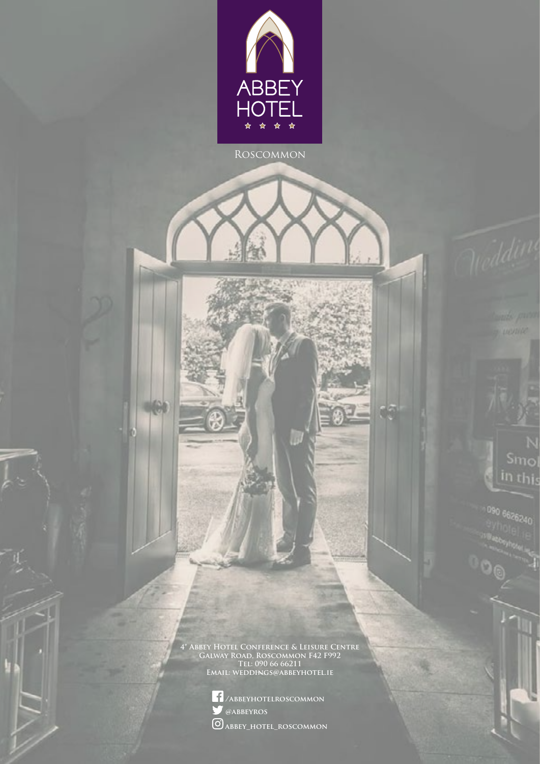ABBEY HOTEL

Roscommon

4* Abbey Hotel Conference & Leisure Centre
Galway Road, Roscommon F42 F992
Tel: 090 66 66211
Email: weddings@abbeyhotel.ie

/abbeyhotelroscommon
@abbeyros
abbey_hotel_roscommon